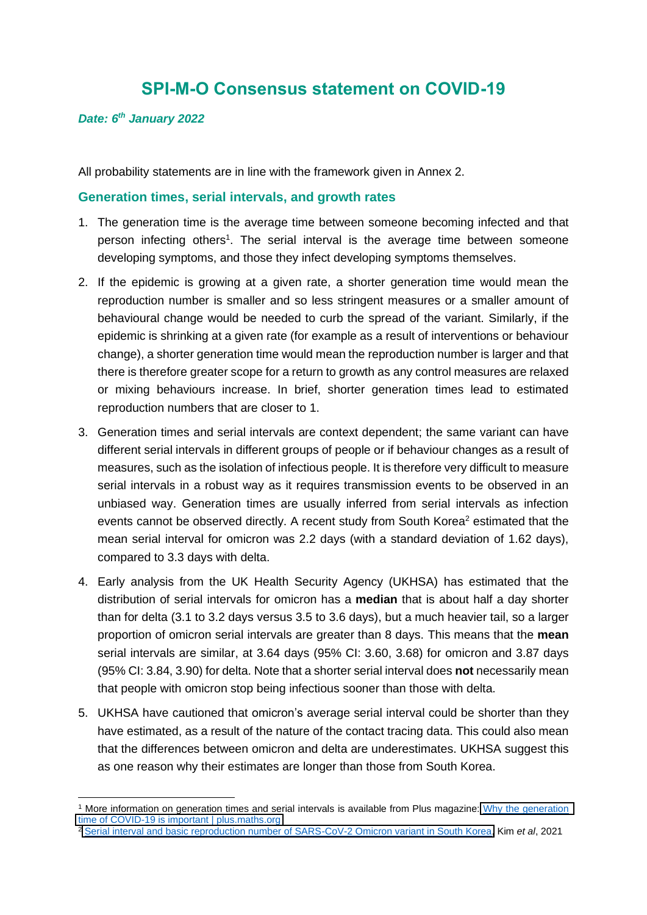# SPI-M-O Consensus statement on COVID-19

***Date: 6th January 2022***

All probability statements are in line with the framework given in Annex 2.

## Generation times, serial intervals, and growth rates

1. The generation time is the average time between someone becoming infected and that person infecting others[1]. The serial interval is the average time between someone developing symptoms, and those they infect developing symptoms themselves.

2. If the epidemic is growing at a given rate, a shorter generation time would mean the reproduction number is smaller and so less stringent measures or a smaller amount of behavioural change would be needed to curb the spread of the variant. Similarly, if the epidemic is shrinking at a given rate (for example as a result of interventions or behaviour change), a shorter generation time would mean the reproduction number is larger and that there is therefore greater scope for a return to growth as any control measures are relaxed or mixing behaviours increase. In brief, shorter generation times lead to estimated reproduction numbers that are closer to 1.

3. Generation times and serial intervals are context dependent; the same variant can have different serial intervals in different groups of people or if behaviour changes as a result of measures, such as the isolation of infectious people. It is therefore very difficult to measure serial intervals in a robust way as it requires transmission events to be observed in an unbiased way. Generation times are usually inferred from serial intervals as infection events cannot be observed directly. A recent study from South Korea[2] estimated that the mean serial interval for omicron was 2.2 days (with a standard deviation of 1.62 days), compared to 3.3 days with delta.

4. Early analysis from the UK Health Security Agency (UKHSA) has estimated that the distribution of serial intervals for omicron has a **median** that is about half a day shorter than for delta (3.1 to 3.2 days versus 3.5 to 3.6 days), but a much heavier tail, so a larger proportion of omicron serial intervals are greater than 8 days. This means that the **mean** serial intervals are similar, at 3.64 days (95% CI: 3.60, 3.68) for omicron and 3.87 days (95% CI: 3.84, 3.90) for delta. Note that a shorter serial interval does **not** necessarily mean that people with omicron stop being infectious sooner than those with delta.

5. UKHSA have cautioned that omicron's average serial interval could be shorter than they have estimated, as a result of the nature of the contact tracing data. This could also mean that the differences between omicron and delta are underestimates. UKHSA suggest this as one reason why their estimates are longer than those from South Korea.

---

[1] More information on generation times and serial intervals is available from Plus magazine: [Why the generation time of COVID-19 is important | plus.maths.org]

[2] [Serial interval and basic reproduction number of SARS-CoV-2 Omicron variant in South Korea], Kim *et al*, 2021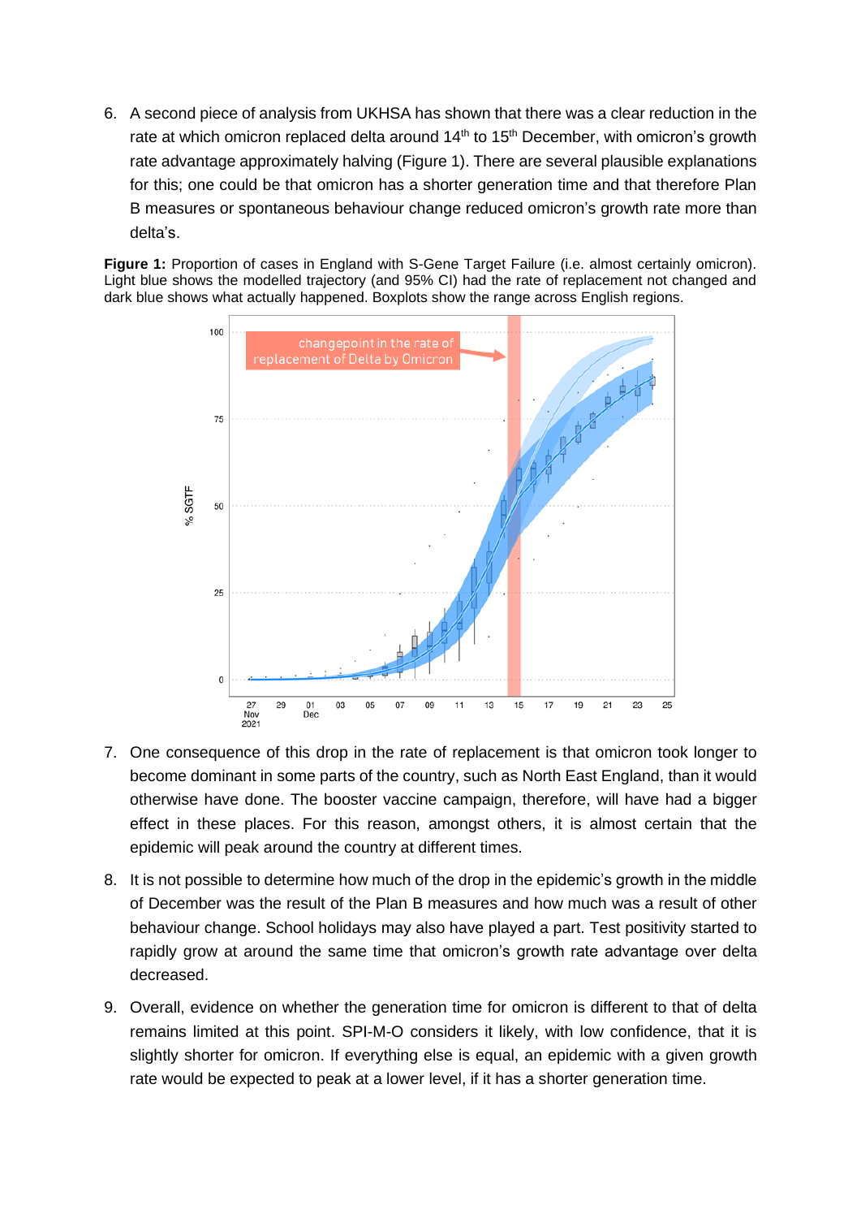6. A second piece of analysis from UKHSA has shown that there was a clear reduction in the rate at which omicron replaced delta around 14th to 15th December, with omicron's growth rate advantage approximately halving (Figure 1). There are several plausible explanations for this; one could be that omicron has a shorter generation time and that therefore Plan B measures or spontaneous behaviour change reduced omicron's growth rate more than delta's.

**Figure 1:** Proportion of cases in England with S-Gene Target Failure (i.e. almost certainly omicron). Light blue shows the modelled trajectory (and 95% CI) had the rate of replacement not changed and dark blue shows what actually happened. Boxplots show the range across English regions.

7. One consequence of this drop in the rate of replacement is that omicron took longer to become dominant in some parts of the country, such as North East England, than it would otherwise have done. The booster vaccine campaign, therefore, will have had a bigger effect in these places. For this reason, amongst others, it is almost certain that the epidemic will peak around the country at different times.

8. It is not possible to determine how much of the drop in the epidemic's growth in the middle of December was the result of the Plan B measures and how much was a result of other behaviour change. School holidays may also have played a part. Test positivity started to rapidly grow at around the same time that omicron's growth rate advantage over delta decreased.

9. Overall, evidence on whether the generation time for omicron is different to that of delta remains limited at this point. SPI-M-O considers it likely, with low confidence, that it is slightly shorter for omicron. If everything else is equal, an epidemic with a given growth rate would be expected to peak at a lower level, if it has a shorter generation time.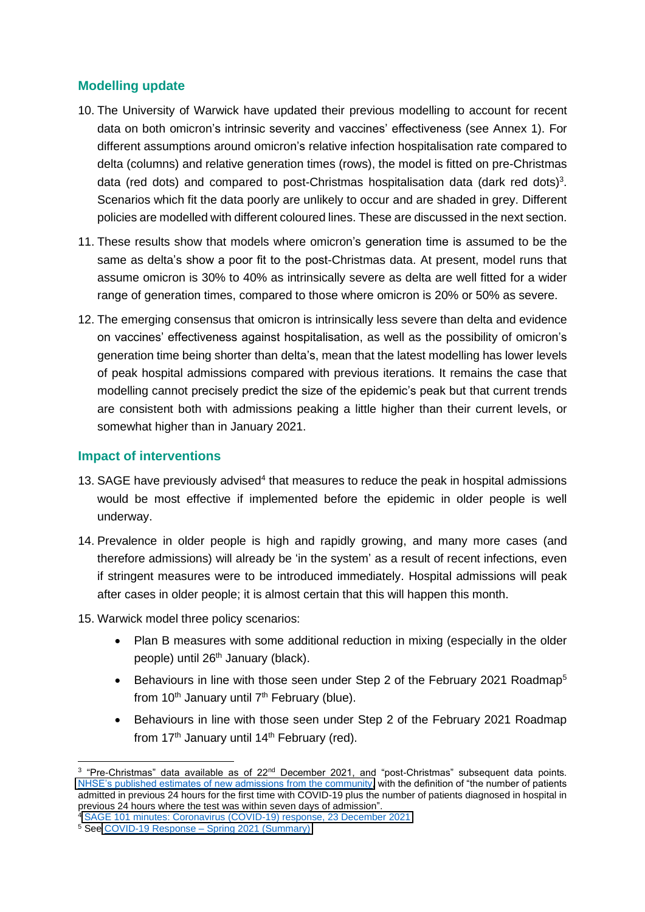## Modelling update

10. The University of Warwick have updated their previous modelling to account for recent data on both omicron's intrinsic severity and vaccines' effectiveness (see Annex 1). For different assumptions around omicron's relative infection hospitalisation rate compared to delta (columns) and relative generation times (rows), the model is fitted on pre-Christmas data (red dots) and compared to post-Christmas hospitalisation data (dark red dots)[3]. Scenarios which fit the data poorly are unlikely to occur and are shaded in grey. Different policies are modelled with different coloured lines. These are discussed in the next section.
11. These results show that models where omicron's generation time is assumed to be the same as delta's show a poor fit to the post-Christmas data. At present, model runs that assume omicron is 30% to 40% as intrinsically severe as delta are well fitted for a wider range of generation times, compared to those where omicron is 20% or 50% as severe.
12. The emerging consensus that omicron is intrinsically less severe than delta and evidence on vaccines' effectiveness against hospitalisation, as well as the possibility of omicron's generation time being shorter than delta's, mean that the latest modelling has lower levels of peak hospital admissions compared with previous iterations. It remains the case that modelling cannot precisely predict the size of the epidemic's peak but that current trends are consistent both with admissions peaking a little higher than their current levels, or somewhat higher than in January 2021.

## Impact of interventions

13. SAGE have previously advised[4] that measures to reduce the peak in hospital admissions would be most effective if implemented before the epidemic in older people is well underway.
14. Prevalence in older people is high and rapidly growing, and many more cases (and therefore admissions) will already be 'in the system' as a result of recent infections, even if stringent measures were to be introduced immediately. Hospital admissions will peak after cases in older people; it is almost certain that this will happen this month.
15. Warwick model three policy scenarios:
    - Plan B measures with some additional reduction in mixing (especially in the older people) until 26th January (black).
    - Behaviours in line with those seen under Step 2 of the February 2021 Roadmap[5] from 10th January until 7th February (blue).
    - Behaviours in line with those seen under Step 2 of the February 2021 Roadmap from 17th January until 14th February (red).

---

[3] "Pre-Christmas" data available as of 22nd December 2021, and "post-Christmas" subsequent data points. NHSE's published estimates of new admissions from the community with the definition of "the number of patients admitted in previous 24 hours for the first time with COVID-19 plus the number of patients diagnosed in hospital in previous 24 hours where the test was within seven days of admission".

[4] SAGE 101 minutes: Coronavirus (COVID-19) response, 23 December 2021

[5] See COVID-19 Response – Spring 2021 (Summary)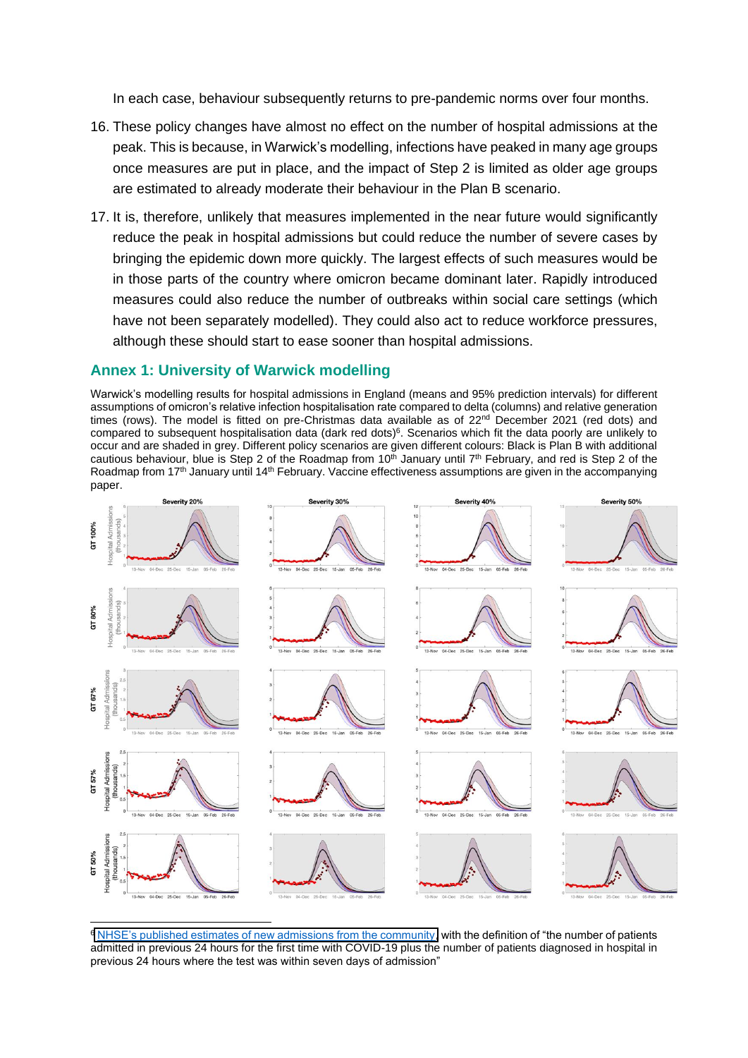In each case, behaviour subsequently returns to pre-pandemic norms over four months.

16. These policy changes have almost no effect on the number of hospital admissions at the peak. This is because, in Warwick's modelling, infections have peaked in many age groups once measures are put in place, and the impact of Step 2 is limited as older age groups are estimated to already moderate their behaviour in the Plan B scenario.

17. It is, therefore, unlikely that measures implemented in the near future would significantly reduce the peak in hospital admissions but could reduce the number of severe cases by bringing the epidemic down more quickly. The largest effects of such measures would be in those parts of the country where omicron became dominant later. Rapidly introduced measures could also reduce the number of outbreaks within social care settings (which have not been separately modelled). They could also act to reduce workforce pressures, although these should start to ease sooner than hospital admissions.

## Annex 1: University of Warwick modelling

Warwick's modelling results for hospital admissions in England (means and 95% prediction intervals) for different assumptions of omicron's relative infection hospitalisation rate compared to delta (columns) and relative generation times (rows). The model is fitted on pre-Christmas data available as of 22nd December 2021 (red dots) and compared to subsequent hospitalisation data (dark red dots)[6]. Scenarios which fit the data poorly are unlikely to occur and are shaded in grey. Different policy scenarios are given different colours: Black is Plan B with additional cautious behaviour, blue is Step 2 of the Roadmap from 10th January until 7th February, and red is Step 2 of the Roadmap from 17th January until 14th February. Vaccine effectiveness assumptions are given in the accompanying paper.

[6] NHSE's published estimates of new admissions from the community with the definition of "the number of patients admitted in previous 24 hours for the first time with COVID-19 plus the number of patients diagnosed in hospital in previous 24 hours where the test was within seven days of admission"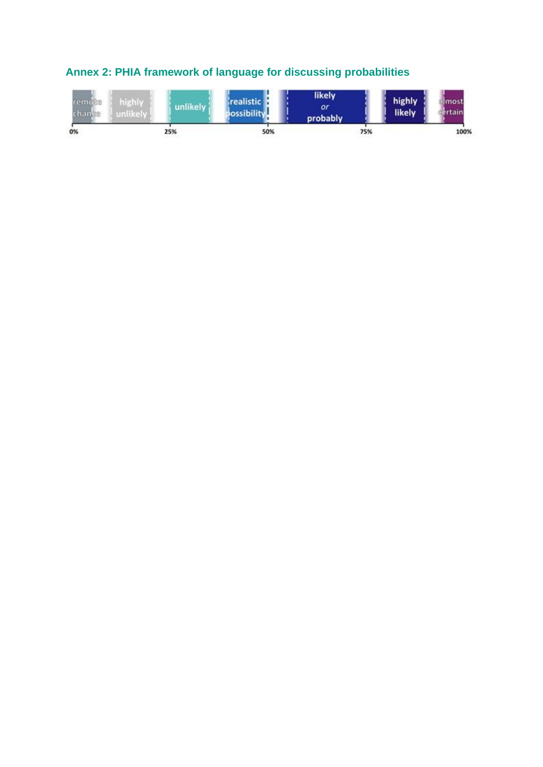## Annex 2: PHIA framework of language for discussing probabilities

remote chance

highly unlikely

unlikely

realistic possibility

likely *or* probably

highly likely

almost certain

0%

25%

50%

75%

100%